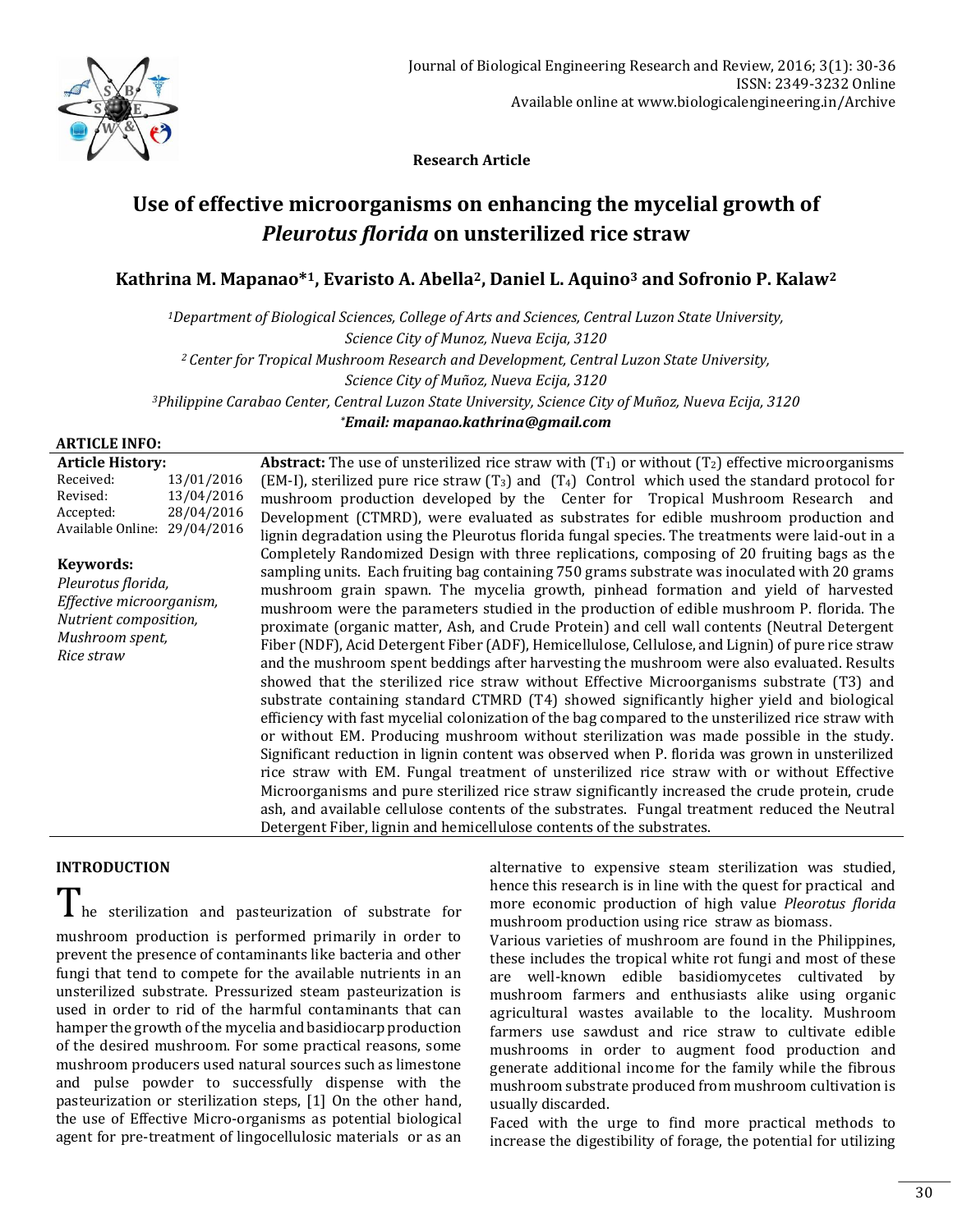**Research Article**

# Use of effective microorganisms on enhancing the mycelial growth of *Pleurotus florida* on unsterilized rice straw

## Kathrina M. Mapanao*[1], Evaristo A. Abella[2], Daniel L. Aquino[3] and Sofronio P. Kalaw[2]

*[1]Department of Biological Sciences, College of Arts and Sciences, Central Luzon State University, Science City of Munoz, Nueva Ecija, 3120*

*[2] Center for Tropical Mushroom Research and Development, Central Luzon State University, Science City of Muñoz, Nueva Ecija, 3120*

*[3]Philippine Carabao Center, Central Luzon State University, Science City of Muñoz, Nueva Ecija, 3120*

***Email: mapanao.kathrina@gmail.com***

**ARTICLE INFO:**

**Article History:**

| | |
|---|---|
| Received: | 13/01/2016 |
| Revised: | 13/04/2016 |
| Accepted: | 28/04/2016 |
| Available Online: | 29/04/2016 |

**Keywords:**

*Pleurotus florida, Effective microorganism, Nutrient composition, Mushroom spent, Rice straw*

**Abstract:** The use of unsterilized rice straw with ($T_1$) or without ($T_2$) effective microorganisms (EM-I), sterilized pure rice straw ($T_3$) and ($T_4$) Control which used the standard protocol for mushroom production developed by the Center for Tropical Mushroom Research and Development (CTMRD), were evaluated as substrates for edible mushroom production and lignin degradation using the Pleurotus florida fungal species. The treatments were laid-out in a Completely Randomized Design with three replications, composing of 20 fruiting bags as the sampling units. Each fruiting bag containing 750 grams substrate was inoculated with 20 grams mushroom grain spawn. The mycelia growth, pinhead formation and yield of harvested mushroom were the parameters studied in the production of edible mushroom P. florida. The proximate (organic matter, Ash, and Crude Protein) and cell wall contents (Neutral Detergent Fiber (NDF), Acid Detergent Fiber (ADF), Hemicellulose, Cellulose, and Lignin) of pure rice straw and the mushroom spent beddings after harvesting the mushroom were also evaluated. Results showed that the sterilized rice straw without Effective Microorganisms substrate (T3) and substrate containing standard CTMRD (T4) showed significantly higher yield and biological efficiency with fast mycelial colonization of the bag compared to the unsterilized rice straw with or without EM. Producing mushroom without sterilization was made possible in the study. Significant reduction in lignin content was observed when P. florida was grown in unsterilized rice straw with EM. Fungal treatment of unsterilized rice straw with or without Effective Microorganisms and pure sterilized rice straw significantly increased the crude protein, crude ash, and available cellulose contents of the substrates. Fungal treatment reduced the Neutral Detergent Fiber, lignin and hemicellulose contents of the substrates.

## INTRODUCTION

The sterilization and pasteurization of substrate for mushroom production is performed primarily in order to prevent the presence of contaminants like bacteria and other fungi that tend to compete for the available nutrients in an unsterilized substrate. Pressurized steam pasteurization is used in order to rid of the harmful contaminants that can hamper the growth of the mycelia and basidiocarp production of the desired mushroom. For some practical reasons, some mushroom producers used natural sources such as limestone and pulse powder to successfully dispense with the pasteurization or sterilization steps, [1] On the other hand, the use of Effective Micro-organisms as potential biological agent for pre-treatment of lingocellulosic materials or as an alternative to expensive steam sterilization was studied, hence this research is in line with the quest for practical and more economic production of high value *Pleorotus florida* mushroom production using rice straw as biomass.

Various varieties of mushroom are found in the Philippines, these includes the tropical white rot fungi and most of these are well-known edible basidiomycetes cultivated by mushroom farmers and enthusiasts alike using organic agricultural wastes available to the locality. Mushroom farmers use sawdust and rice straw to cultivate edible mushrooms in order to augment food production and generate additional income for the family while the fibrous mushroom substrate produced from mushroom cultivation is usually discarded.

Faced with the urge to find more practical methods to increase the digestibility of forage, the potential for utilizing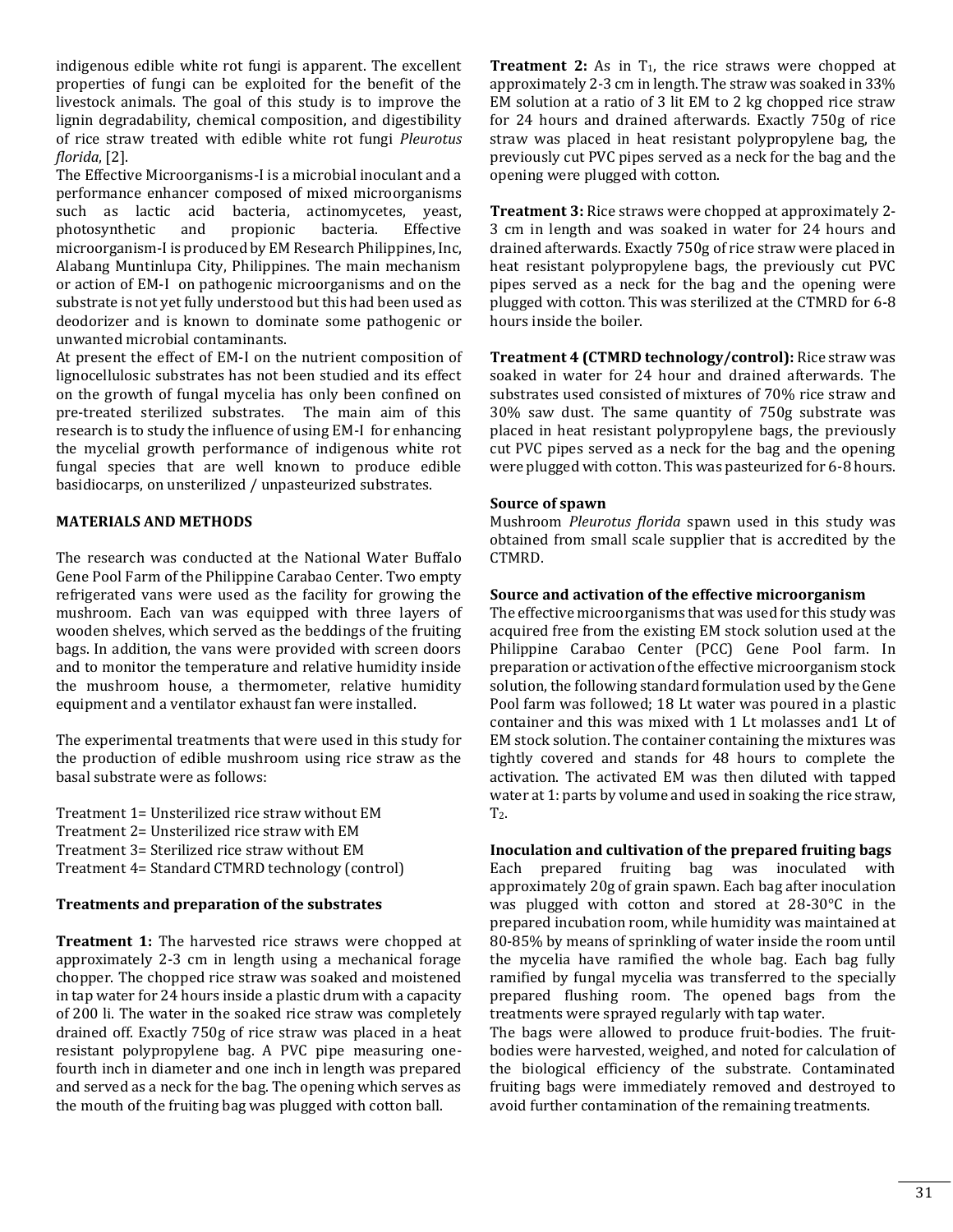indigenous edible white rot fungi is apparent. The excellent properties of fungi can be exploited for the benefit of the livestock animals. The goal of this study is to improve the lignin degradability, chemical composition, and digestibility of rice straw treated with edible white rot fungi *Pleurotus florida*, [2].

The Effective Microorganisms-I is a microbial inoculant and a performance enhancer composed of mixed microorganisms such as lactic acid bacteria, actinomycetes, yeast, photosynthetic and propionic bacteria. Effective microorganism-I is produced by EM Research Philippines, Inc, Alabang Muntinlupa City, Philippines. The main mechanism or action of EM-I on pathogenic microorganisms and on the substrate is not yet fully understood but this had been used as deodorizer and is known to dominate some pathogenic or unwanted microbial contaminants.

At present the effect of EM-I on the nutrient composition of lignocellulosic substrates has not been studied and its effect on the growth of fungal mycelia has only been confined on pre-treated sterilized substrates. The main aim of this research is to study the influence of using EM-I for enhancing the mycelial growth performance of indigenous white rot fungal species that are well known to produce edible basidiocarps, on unsterilized / unpasteurized substrates.

## MATERIALS AND METHODS

The research was conducted at the National Water Buffalo Gene Pool Farm of the Philippine Carabao Center. Two empty refrigerated vans were used as the facility for growing the mushroom. Each van was equipped with three layers of wooden shelves, which served as the beddings of the fruiting bags. In addition, the vans were provided with screen doors and to monitor the temperature and relative humidity inside the mushroom house, a thermometer, relative humidity equipment and a ventilator exhaust fan were installed.

The experimental treatments that were used in this study for the production of edible mushroom using rice straw as the basal substrate were as follows:

Treatment 1= Unsterilized rice straw without EM
Treatment 2= Unsterilized rice straw with EM
Treatment 3= Sterilized rice straw without EM
Treatment 4= Standard CTMRD technology (control)

### Treatments and preparation of the substrates

**Treatment 1:** The harvested rice straws were chopped at approximately 2-3 cm in length using a mechanical forage chopper. The chopped rice straw was soaked and moistened in tap water for 24 hours inside a plastic drum with a capacity of 200 li. The water in the soaked rice straw was completely drained off. Exactly 750g of rice straw was placed in a heat resistant polypropylene bag. A PVC pipe measuring one-fourth inch in diameter and one inch in length was prepared and served as a neck for the bag. The opening which serves as the mouth of the fruiting bag was plugged with cotton ball.

**Treatment 2:** As in $T_1$, the rice straws were chopped at approximately 2-3 cm in length. The straw was soaked in 33% EM solution at a ratio of 3 lit EM to 2 kg chopped rice straw for 24 hours and drained afterwards. Exactly 750g of rice straw was placed in heat resistant polypropylene bag, the previously cut PVC pipes served as a neck for the bag and the opening were plugged with cotton.

**Treatment 3:** Rice straws were chopped at approximately 2-3 cm in length and was soaked in water for 24 hours and drained afterwards. Exactly 750g of rice straw were placed in heat resistant polypropylene bags, the previously cut PVC pipes served as a neck for the bag and the opening were plugged with cotton. This was sterilized at the CTMRD for 6-8 hours inside the boiler.

**Treatment 4 (CTMRD technology/control):** Rice straw was soaked in water for 24 hour and drained afterwards. The substrates used consisted of mixtures of 70% rice straw and 30% saw dust. The same quantity of 750g substrate was placed in heat resistant polypropylene bags, the previously cut PVC pipes served as a neck for the bag and the opening were plugged with cotton. This was pasteurized for 6-8 hours.

### Source of spawn

Mushroom *Pleurotus florida* spawn used in this study was obtained from small scale supplier that is accredited by the CTMRD.

### Source and activation of the effective microorganism

The effective microorganisms that was used for this study was acquired free from the existing EM stock solution used at the Philippine Carabao Center (PCC) Gene Pool farm. In preparation or activation of the effective microorganism stock solution, the following standard formulation used by the Gene Pool farm was followed; 18 Lt water was poured in a plastic container and this was mixed with 1 Lt molasses and1 Lt of EM stock solution. The container containing the mixtures was tightly covered and stands for 48 hours to complete the activation. The activated EM was then diluted with tapped water at 1: parts by volume and used in soaking the rice straw, $T_2$.

### Inoculation and cultivation of the prepared fruiting bags

Each prepared fruiting bag was inoculated with approximately 20g of grain spawn. Each bag after inoculation was plugged with cotton and stored at 28-30°C in the prepared incubation room, while humidity was maintained at 80-85% by means of sprinkling of water inside the room until the mycelia have ramified the whole bag. Each bag fully ramified by fungal mycelia was transferred to the specially prepared flushing room. The opened bags from the treatments were sprayed regularly with tap water.

The bags were allowed to produce fruit-bodies. The fruit-bodies were harvested, weighed, and noted for calculation of the biological efficiency of the substrate. Contaminated fruiting bags were immediately removed and destroyed to avoid further contamination of the remaining treatments.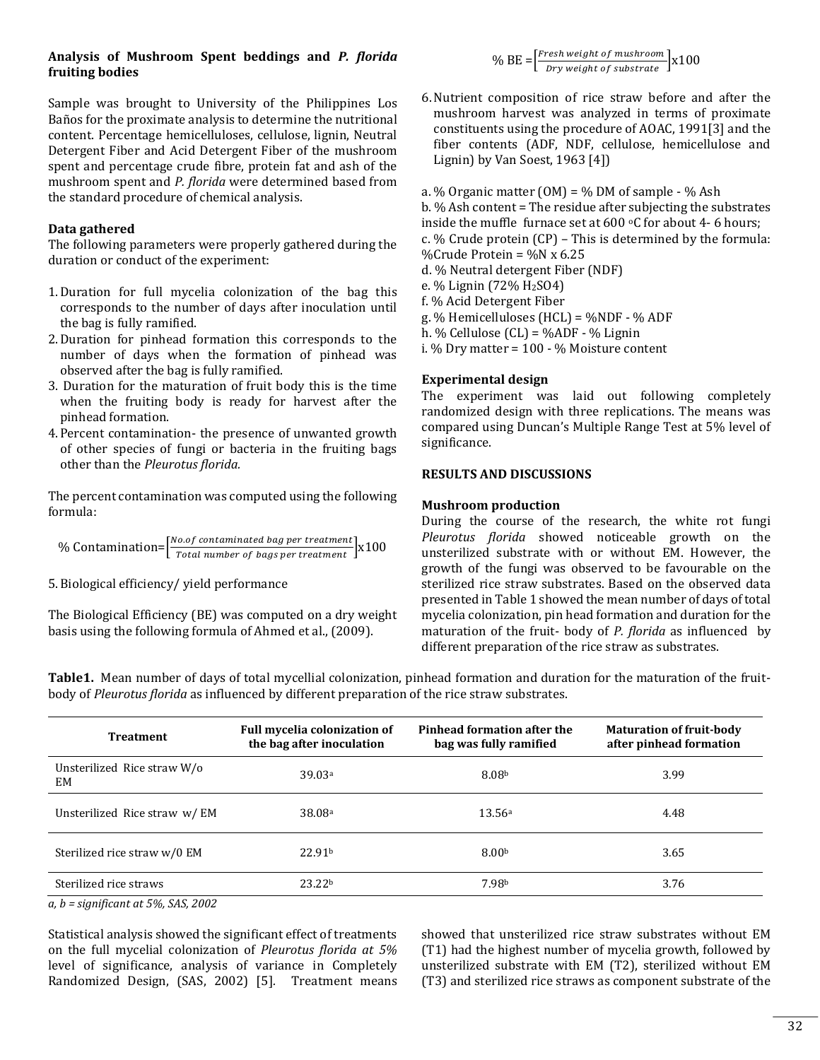**Analysis of Mushroom Spent beddings and *P. florida* fruiting bodies**

Sample was brought to University of the Philippines Los Baños for the proximate analysis to determine the nutritional content. Percentage hemicelluloses, cellulose, lignin, Neutral Detergent Fiber and Acid Detergent Fiber of the mushroom spent and percentage crude fibre, protein fat and ash of the mushroom spent and *P. florida* were determined based from the standard procedure of chemical analysis.

**Data gathered**

The following parameters were properly gathered during the duration or conduct of the experiment:

1. Duration for full mycelia colonization of the bag this corresponds to the number of days after inoculation until the bag is fully ramified.
2. Duration for pinhead formation this corresponds to the number of days when the formation of pinhead was observed after the bag is fully ramified.
3. Duration for the maturation of fruit body this is the time when the fruiting body is ready for harvest after the pinhead formation.
4. Percent contamination- the presence of unwanted growth of other species of fungi or bacteria in the fruiting bags other than the *Pleurotus florida.*

The percent contamination was computed using the following formula:

$$\text{\% Contamination} = \left[\frac{No. of\ contaminated\ bag\ per\ treatment}{Total\ number\ of\ bags\ per\ treatment}\right] x100$$

5. Biological efficiency/ yield performance

The Biological Efficiency (BE) was computed on a dry weight basis using the following formula of Ahmed et al., (2009).

$$\text{\% BE} = \left[\frac{Fresh\ weight\ of\ mushroom}{Dry\ weight\ of\ substrate}\right] x100$$

6. Nutrient composition of rice straw before and after the mushroom harvest was analyzed in terms of proximate constituents using the procedure of AOAC, 1991[3] and the fiber contents (ADF, NDF, cellulose, hemicellulose and Lignin) by Van Soest, 1963 [4])

a. % Organic matter (OM) = % DM of sample - % Ash
b. % Ash content = The residue after subjecting the substrates inside the muffle furnace set at 600 °C for about 4- 6 hours;
c. % Crude protein (CP) – This is determined by the formula: %Crude Protein = %N x 6.25
d. % Neutral detergent Fiber (NDF)
e. % Lignin (72% $H_2SO4$)
f. % Acid Detergent Fiber
g. % Hemicelluloses (HCL) = %NDF - % ADF
h. % Cellulose (CL) = %ADF - % Lignin
i. % Dry matter = 100 - % Moisture content

**Experimental design**

The experiment was laid out following completely randomized design with three replications. The means was compared using Duncan's Multiple Range Test at 5% level of significance.

**RESULTS AND DISCUSSIONS**

**Mushroom production**

During the course of the research, the white rot fungi *Pleurotus florida* showed noticeable growth on the unsterilized substrate with or without EM. However, the growth of the fungi was observed to be favourable on the sterilized rice straw substrates. Based on the observed data presented in Table 1 showed the mean number of days of total mycelia colonization, pin head formation and duration for the maturation of the fruit- body of *P. florida* as influenced by different preparation of the rice straw as substrates.

**Table1.** Mean number of days of total mycellial colonization, pinhead formation and duration for the maturation of the fruit-body of *Pleurotus florida* as influenced by different preparation of the rice straw substrates.

| Treatment | Full mycelia colonization of the bag after inoculation | Pinhead formation after the bag was fully ramified | Maturation of fruit-body after pinhead formation |
|---|---|---|---|
| Unsterilized Rice straw W/o EM | 39.03[a] | 8.08[b] | 3.99 |
| Unsterilized Rice straw w/ EM | 38.08[a] | 13.56[a] | 4.48 |
| Sterilized rice straw w/0 EM | 22.91[b] | 8.00[b] | 3.65 |
| Sterilized rice straws | 23.22[b] | 7.98[b] | 3.76 |

*a, b = significant at 5%, SAS, 2002*

Statistical analysis showed the significant effect of treatments on the full mycelial colonization of *Pleurotus florida at 5%* level of significance, analysis of variance in Completely Randomized Design, (SAS, 2002) [5]. Treatment means showed that unsterilized rice straw substrates without EM (T1) had the highest number of mycelia growth, followed by unsterilized substrate with EM (T2), sterilized without EM (T3) and sterilized rice straws as component substrate of the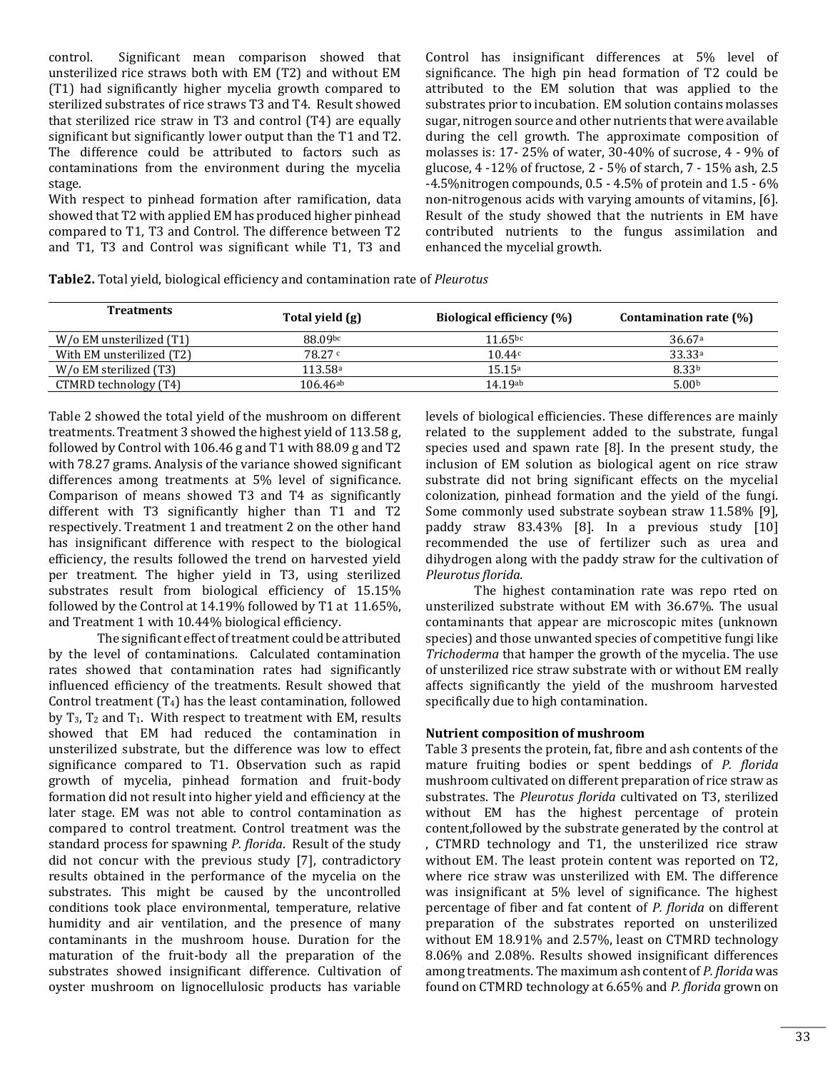control. Significant mean comparison showed that unsterilized rice straws both with EM (T2) and without EM (T1) had significantly higher mycelia growth compared to sterilized substrates of rice straws T3 and T4. Result showed that sterilized rice straw in T3 and control (T4) are equally significant but significantly lower output than the T1 and T2. The difference could be attributed to factors such as contaminations from the environment during the mycelia stage.

With respect to pinhead formation after ramification, data showed that T2 with applied EM has produced higher pinhead compared to T1, T3 and Control. The difference between T2 and T1, T3 and Control was significant while T1, T3 and Control has insignificant differences at 5% level of significance. The high pin head formation of T2 could be attributed to the EM solution that was applied to the substrates prior to incubation. EM solution contains molasses sugar, nitrogen source and other nutrients that were available during the cell growth. The approximate composition of molasses is: 17- 25% of water, 30-40% of sucrose, 4 - 9% of glucose, 4 -12% of fructose, 2 - 5% of starch, 7 - 15% ash, 2.5 -4.5%nitrogen compounds, 0.5 - 4.5% of protein and 1.5 - 6% non-nitrogenous acids with varying amounts of vitamins, [6]. Result of the study showed that the nutrients in EM have contributed nutrients to the fungus assimilation and enhanced the mycelial growth.

**Table2.** Total yield, biological efficiency and contamination rate of *Pleurotus*

| Treatments | Total yield (g) | Biological efficiency (%) | Contamination rate (%) |
|---|---|---|---|
| W/o EM unsterilized (T1) | 88.09$^{bc}$ | 11.65$^{bc}$ | 36.67$^{a}$ |
| With EM unsterilized (T2) | 78.27$^{c}$ | 10.44$^{c}$ | 33.33$^{a}$ |
| W/o EM sterilized (T3) | 113.58$^{a}$ | 15.15$^{a}$ | 8.33$^{b}$ |
| CTMRD technology (T4) | 106.46$^{ab}$ | 14.19$^{ab}$ | 5.00$^{b}$ |

Table 2 showed the total yield of the mushroom on different treatments. Treatment 3 showed the highest yield of 113.58 g, followed by Control with 106.46 g and T1 with 88.09 g and T2 with 78.27 grams. Analysis of the variance showed significant differences among treatments at 5% level of significance. Comparison of means showed T3 and T4 as significantly different with T3 significantly higher than T1 and T2 respectively. Treatment 1 and treatment 2 on the other hand has insignificant difference with respect to the biological efficiency, the results followed the trend on harvested yield per treatment. The higher yield in T3, using sterilized substrates result from biological efficiency of 15.15% followed by the Control at 14.19% followed by T1 at 11.65%, and Treatment 1 with 10.44% biological efficiency.

The significant effect of treatment could be attributed by the level of contaminations. Calculated contamination rates showed that contamination rates had significantly influenced efficiency of the treatments. Result showed that Control treatment ($T_4$) has the least contamination, followed by $T_3$, $T_2$ and $T_1$. With respect to treatment with EM, results showed that EM had reduced the contamination in unsterilized substrate, but the difference was low to effect significance compared to T1. Observation such as rapid growth of mycelia, pinhead formation and fruit-body formation did not result into higher yield and efficiency at the later stage. EM was not able to control contamination as compared to control treatment. Control treatment was the standard process for spawning *P. florida*. Result of the study did not concur with the previous study [7], contradictory results obtained in the performance of the mycelia on the substrates. This might be caused by the uncontrolled conditions took place environmental, temperature, relative humidity and air ventilation, and the presence of many contaminants in the mushroom house. Duration for the maturation of the fruit-body all the preparation of the substrates showed insignificant difference. Cultivation of oyster mushroom on lignocellulosic products has variable levels of biological efficiencies. These differences are mainly related to the supplement added to the substrate, fungal species used and spawn rate [8]. In the present study, the inclusion of EM solution as biological agent on rice straw substrate did not bring significant effects on the mycelial colonization, pinhead formation and the yield of the fungi. Some commonly used substrate soybean straw 11.58% [9], paddy straw 83.43% [8]. In a previous study [10] recommended the use of fertilizer such as urea and dihydrogen along with the paddy straw for the cultivation of *Pleurotus florida.*

The highest contamination rate was repo rted on unsterilized substrate without EM with 36.67%. The usual contaminants that appear are microscopic mites (unknown species) and those unwanted species of competitive fungi like *Trichoderma* that hamper the growth of the mycelia. The use of unsterilized rice straw substrate with or without EM really affects significantly the yield of the mushroom harvested specifically due to high contamination.

**Nutrient composition of mushroom**

Table 3 presents the protein, fat, fibre and ash contents of the mature fruiting bodies or spent beddings of *P. florida* mushroom cultivated on different preparation of rice straw as substrates. The *Pleurotus florida* cultivated on T3, sterilized without EM has the highest percentage of protein content,followed by the substrate generated by the control at , CTMRD technology and T1, the unsterilized rice straw without EM. The least protein content was reported on T2, where rice straw was unsterilized with EM. The difference was insignificant at 5% level of significance. The highest percentage of fiber and fat content of *P. florida* on different preparation of the substrates reported on unsterilized without EM 18.91% and 2.57%, least on CTMRD technology 8.06% and 2.08%. Results showed insignificant differences among treatments. The maximum ash content of *P. florida* was found on CTMRD technology at 6.65% and *P. florida* grown on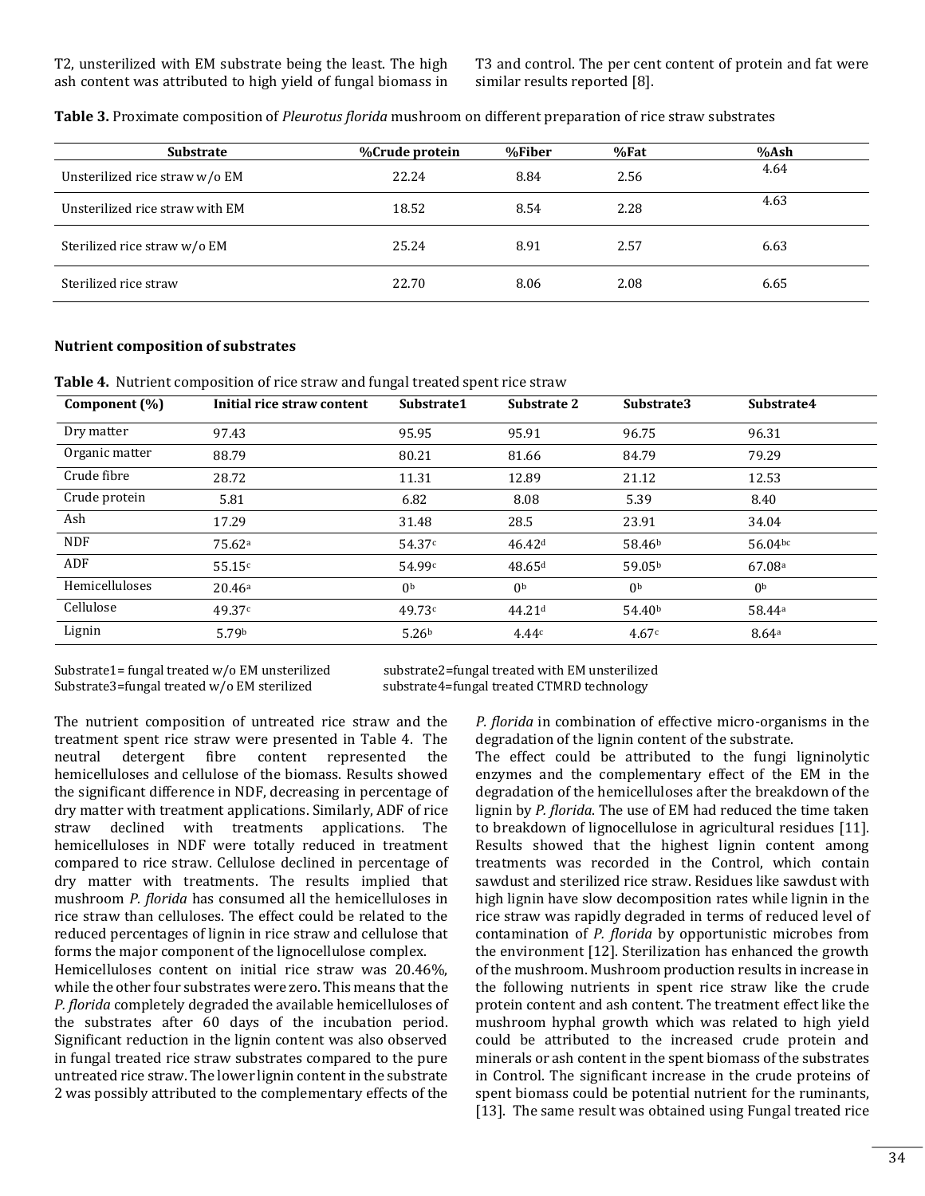T2, unsterilized with EM substrate being the least. The high ash content was attributed to high yield of fungal biomass in T3 and control. The per cent content of protein and fat were similar results reported [8].

**Table 3.** Proximate composition of *Pleurotus florida* mushroom on different preparation of rice straw substrates

| Substrate | %Crude protein | %Fiber | %Fat | %Ash |
|---|---|---|---|---|
| Unsterilized rice straw w/o EM | 22.24 | 8.84 | 2.56 | 4.64 |
| Unsterilized rice straw with EM | 18.52 | 8.54 | 2.28 | 4.63 |
| Sterilized rice straw w/o EM | 25.24 | 8.91 | 2.57 | 6.63 |
| Sterilized rice straw | 22.70 | 8.06 | 2.08 | 6.65 |

**Nutrient composition of substrates**

**Table 4.** Nutrient composition of rice straw and fungal treated spent rice straw

| Component (%) | Initial rice straw content | Substrate1 | Substrate 2 | Substrate3 | Substrate4 |
|---|---|---|---|---|---|
| Dry matter | 97.43 | 95.95 | 95.91 | 96.75 | 96.31 |
| Organic matter | 88.79 | 80.21 | 81.66 | 84.79 | 79.29 |
| Crude fibre | 28.72 | 11.31 | 12.89 | 21.12 | 12.53 |
| Crude protein | 5.81 | 6.82 | 8.08 | 5.39 | 8.40 |
| Ash | 17.29 | 31.48 | 28.5 | 23.91 | 34.04 |
| NDF | 75.62$^{a}$ | 54.37$^{c}$ | 46.42$^{d}$ | 58.46$^{b}$ | 56.04$^{bc}$ |
| ADF | 55.15$^{c}$ | 54.99$^{c}$ | 48.65$^{d}$ | 59.05$^{b}$ | 67.08$^{a}$ |
| Hemicelluloses | 20.46$^{a}$ | 0$^{b}$ | 0$^{b}$ | 0$^{b}$ | 0$^{b}$ |
| Cellulose | 49.37$^{c}$ | 49.73$^{c}$ | 44.21$^{d}$ | 54.40$^{b}$ | 58.44$^{a}$ |
| Lignin | 5.79$^{b}$ | 5.26$^{b}$ | 4.44$^{c}$ | 4.67$^{c}$ | 8.64$^{a}$ |

Substrate1= fungal treated w/o EM unsterilized  substrate2=fungal treated with EM unsterilized
Substrate3=fungal treated w/o EM sterilized  substrate4=fungal treated CTMRD technology

The nutrient composition of untreated rice straw and the treatment spent rice straw were presented in Table 4. The neutral detergent fibre content represented the hemicelluloses and cellulose of the biomass. Results showed the significant difference in NDF, decreasing in percentage of dry matter with treatment applications. Similarly, ADF of rice straw declined with treatments applications. The hemicelluloses in NDF were totally reduced in treatment compared to rice straw. Cellulose declined in percentage of dry matter with treatments. The results implied that mushroom *P. florida* has consumed all the hemicelluloses in rice straw than celluloses. The effect could be related to the reduced percentages of lignin in rice straw and cellulose that forms the major component of the lignocellulose complex.

Hemicelluloses content on initial rice straw was 20.46%, while the other four substrates were zero. This means that the *P. florida* completely degraded the available hemicelluloses of the substrates after 60 days of the incubation period. Significant reduction in the lignin content was also observed in fungal treated rice straw substrates compared to the pure untreated rice straw. The lower lignin content in the substrate 2 was possibly attributed to the complementary effects of the *P. florida* in combination of effective micro-organisms in the degradation of the lignin content of the substrate.

The effect could be attributed to the fungi ligninolytic enzymes and the complementary effect of the EM in the degradation of the hemicelluloses after the breakdown of the lignin by *P. florida*. The use of EM had reduced the time taken to breakdown of lignocellulose in agricultural residues [11]. Results showed that the highest lignin content among treatments was recorded in the Control, which contain sawdust and sterilized rice straw. Residues like sawdust with high lignin have slow decomposition rates while lignin in the rice straw was rapidly degraded in terms of reduced level of contamination of *P. florida* by opportunistic microbes from the environment [12]. Sterilization has enhanced the growth of the mushroom. Mushroom production results in increase in the following nutrients in spent rice straw like the crude protein content and ash content. The treatment effect like the mushroom hyphal growth which was related to high yield could be attributed to the increased crude protein and minerals or ash content in the spent biomass of the substrates in Control. The significant increase in the crude proteins of spent biomass could be potential nutrient for the ruminants, [13]. The same result was obtained using Fungal treated rice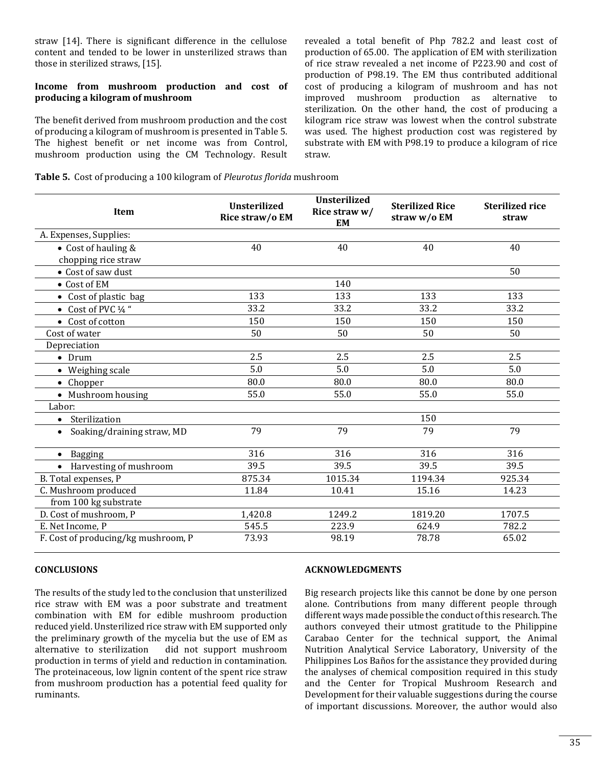straw [14]. There is significant difference in the cellulose content and tended to be lower in unsterilized straws than those in sterilized straws, [15].

**Income from mushroom production and cost of producing a kilogram of mushroom**

The benefit derived from mushroom production and the cost of producing a kilogram of mushroom is presented in Table 5. The highest benefit or net income was from Control, mushroom production using the CM Technology. Result revealed a total benefit of Php 782.2 and least cost of production of 65.00. The application of EM with sterilization of rice straw revealed a net income of P223.90 and cost of production of P98.19. The EM thus contributed additional cost of producing a kilogram of mushroom and has not improved mushroom production as alternative to sterilization. On the other hand, the cost of producing a kilogram rice straw was lowest when the control substrate was used. The highest production cost was registered by substrate with EM with P98.19 to produce a kilogram of rice straw.

**Table 5.** Cost of producing a 100 kilogram of *Pleurotus florida* mushroom

| Item | Unsterilized Rice straw/o EM | Unsterilized Rice straw w/ EM | Sterilized Rice straw w/o EM | Sterilized rice straw |
|---|---|---|---|---|
| A. Expenses, Supplies: | | | | |
| • Cost of hauling & chopping rice straw | 40 | 40 | 40 | 40 |
| • Cost of saw dust | | | | 50 |
| • Cost of EM | | 140 | | |
| • Cost of plastic bag | 133 | 133 | 133 | 133 |
| • Cost of PVC ¼ " | 33.2 | 33.2 | 33.2 | 33.2 |
| • Cost of cotton | 150 | 150 | 150 | 150 |
| Cost of water | 50 | 50 | 50 | 50 |
| Depreciation | | | | |
| • Drum | 2.5 | 2.5 | 2.5 | 2.5 |
| • Weighing scale | 5.0 | 5.0 | 5.0 | 5.0 |
| • Chopper | 80.0 | 80.0 | 80.0 | 80.0 |
| • Mushroom housing | 55.0 | 55.0 | 55.0 | 55.0 |
| Labor: | | | | |
| • Sterilization | | | 150 | |
| • Soaking/draining straw, MD | 79 | 79 | 79 | 79 |
| • Bagging | 316 | 316 | 316 | 316 |
| • Harvesting of mushroom | 39.5 | 39.5 | 39.5 | 39.5 |
| B. Total expenses, P | 875.34 | 1015.34 | 1194.34 | 925.34 |
| C. Mushroom produced from 100 kg substrate | 11.84 | 10.41 | 15.16 | 14.23 |
| D. Cost of mushroom, P | 1,420.8 | 1249.2 | 1819.20 | 1707.5 |
| E. Net Income, P | 545.5 | 223.9 | 624.9 | 782.2 |
| F. Cost of producing/kg mushroom, P | 73.93 | 98.19 | 78.78 | 65.02 |

## CONCLUSIONS

The results of the study led to the conclusion that unsterilized rice straw with EM was a poor substrate and treatment combination with EM for edible mushroom production reduced yield. Unsterilized rice straw with EM supported only the preliminary growth of the mycelia but the use of EM as alternative to sterilization did not support mushroom production in terms of yield and reduction in contamination. The proteinaceous, low lignin content of the spent rice straw from mushroom production has a potential feed quality for ruminants.

## ACKNOWLEDGMENTS

Big research projects like this cannot be done by one person alone. Contributions from many different people through different ways made possible the conduct of this research. The authors conveyed their utmost gratitude to the Philippine Carabao Center for the technical support, the Animal Nutrition Analytical Service Laboratory, University of the Philippines Los Baños for the assistance they provided during the analyses of chemical composition required in this study and the Center for Tropical Mushroom Research and Development for their valuable suggestions during the course of important discussions. Moreover, the author would also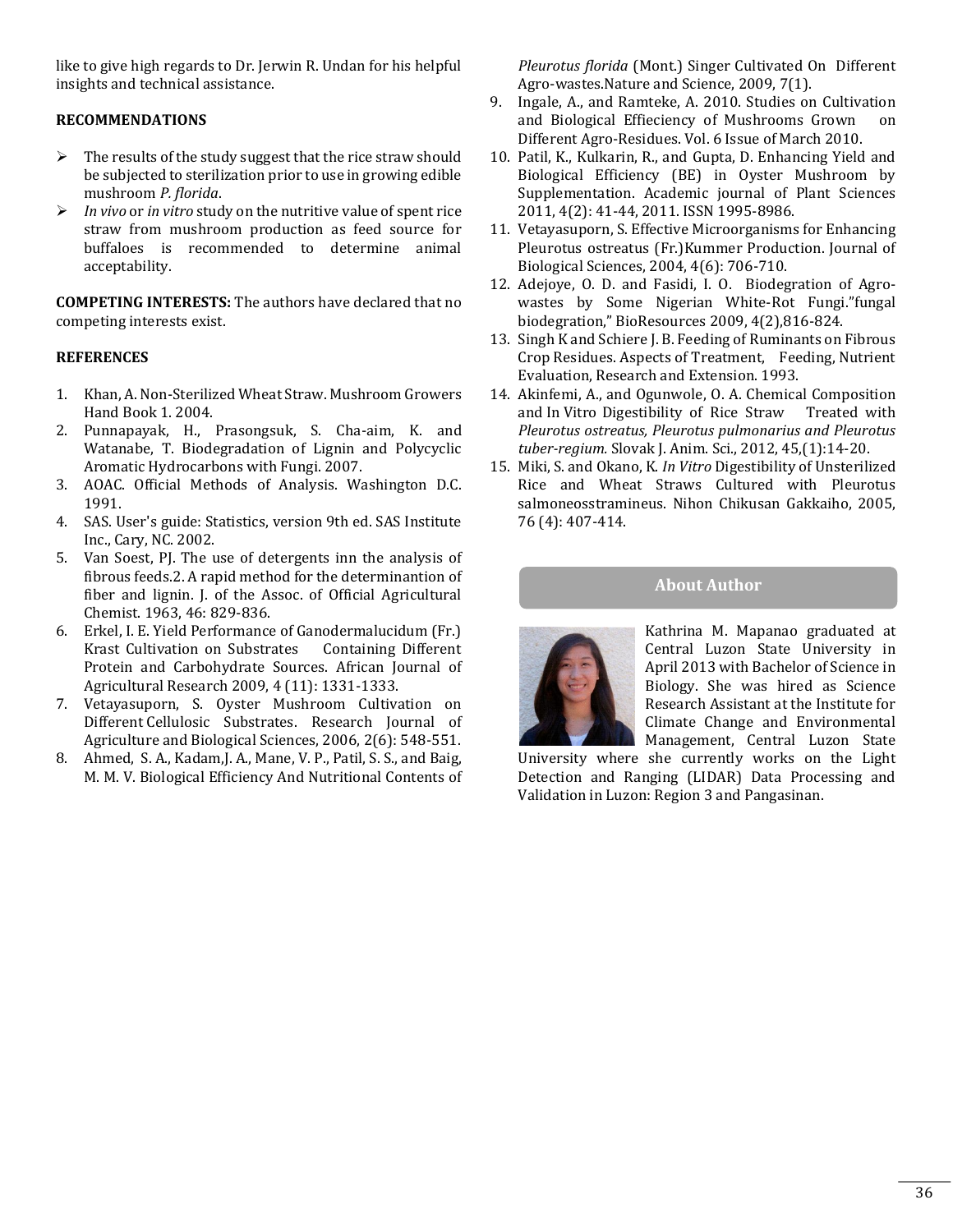like to give high regards to Dr. Jerwin R. Undan for his helpful insights and technical assistance.

## RECOMMENDATIONS

- The results of the study suggest that the rice straw should be subjected to sterilization prior to use in growing edible mushroom *P. florida*.
- *In vivo* or *in vitro* study on the nutritive value of spent rice straw from mushroom production as feed source for buffaloes is recommended to determine animal acceptability.

**COMPETING INTERESTS:** The authors have declared that no competing interests exist.

## REFERENCES

1. Khan, A. Non-Sterilized Wheat Straw. Mushroom Growers Hand Book 1. 2004.
2. Punnapayak, H., Prasongsuk, S. Cha-aim, K. and Watanabe, T. Biodegradation of Lignin and Polycyclic Aromatic Hydrocarbons with Fungi. 2007.
3. AOAC. Official Methods of Analysis. Washington D.C. 1991.
4. SAS. User's guide: Statistics, version 9th ed. SAS Institute Inc., Cary, NC. 2002.
5. Van Soest, PJ. The use of detergents inn the analysis of fibrous feeds.2. A rapid method for the determinantion of fiber and lignin. J. of the Assoc. of Official Agricultural Chemist. 1963, 46: 829-836.
6. Erkel, I. E. Yield Performance of Ganodermalucidum (Fr.) Krast Cultivation on Substrates Containing Different Protein and Carbohydrate Sources. African Journal of Agricultural Research 2009, 4 (11): 1331-1333.
7. Vetayasuporn, S. Oyster Mushroom Cultivation on Different Cellulosic Substrates. Research Journal of Agriculture and Biological Sciences, 2006, 2(6): 548-551.
8. Ahmed, S. A., Kadam,J. A., Mane, V. P., Patil, S. S., and Baig, M. M. V. Biological Efficiency And Nutritional Contents of *Pleurotus florida* (Mont.) Singer Cultivated On Different Agro-wastes.Nature and Science, 2009, 7(1).
9. Ingale, A., and Ramteke, A. 2010. Studies on Cultivation and Biological Effieciency of Mushrooms Grown on Different Agro-Residues. Vol. 6 Issue of March 2010.
10. Patil, K., Kulkarin, R., and Gupta, D. Enhancing Yield and Biological Efficiency (BE) in Oyster Mushroom by Supplementation. Academic journal of Plant Sciences 2011, 4(2): 41-44, 2011. ISSN 1995-8986.
11. Vetayasuporn, S. Effective Microorganisms for Enhancing Pleurotus ostreatus (Fr.)Kummer Production. Journal of Biological Sciences, 2004, 4(6): 706-710.
12. Adejoye, O. D. and Fasidi, I. O. Biodegration of Agro-wastes by Some Nigerian White-Rot Fungi."fungal biodegration," BioResources 2009, 4(2),816-824.
13. Singh K and Schiere J. B. Feeding of Ruminants on Fibrous Crop Residues. Aspects of Treatment, Feeding, Nutrient Evaluation, Research and Extension. 1993.
14. Akinfemi, A., and Ogunwole, O. A. Chemical Composition and In Vitro Digestibility of Rice Straw Treated with *Pleurotus ostreatus, Pleurotus pulmonarius and Pleurotus tuber-regium.* Slovak J. Anim. Sci., 2012, 45,(1):14-20.
15. Miki, S. and Okano, K. *In Vitro* Digestibility of Unsterilized Rice and Wheat Straws Cultured with Pleurotus salmoneosstramineus. Nihon Chikusan Gakkaiho, 2005, 76 (4): 407-414.

## About Author

Kathrina M. Mapanao graduated at Central Luzon State University in April 2013 with Bachelor of Science in Biology. She was hired as Science Research Assistant at the Institute for Climate Change and Environmental Management, Central Luzon State University where she currently works on the Light Detection and Ranging (LIDAR) Data Processing and Validation in Luzon: Region 3 and Pangasinan.